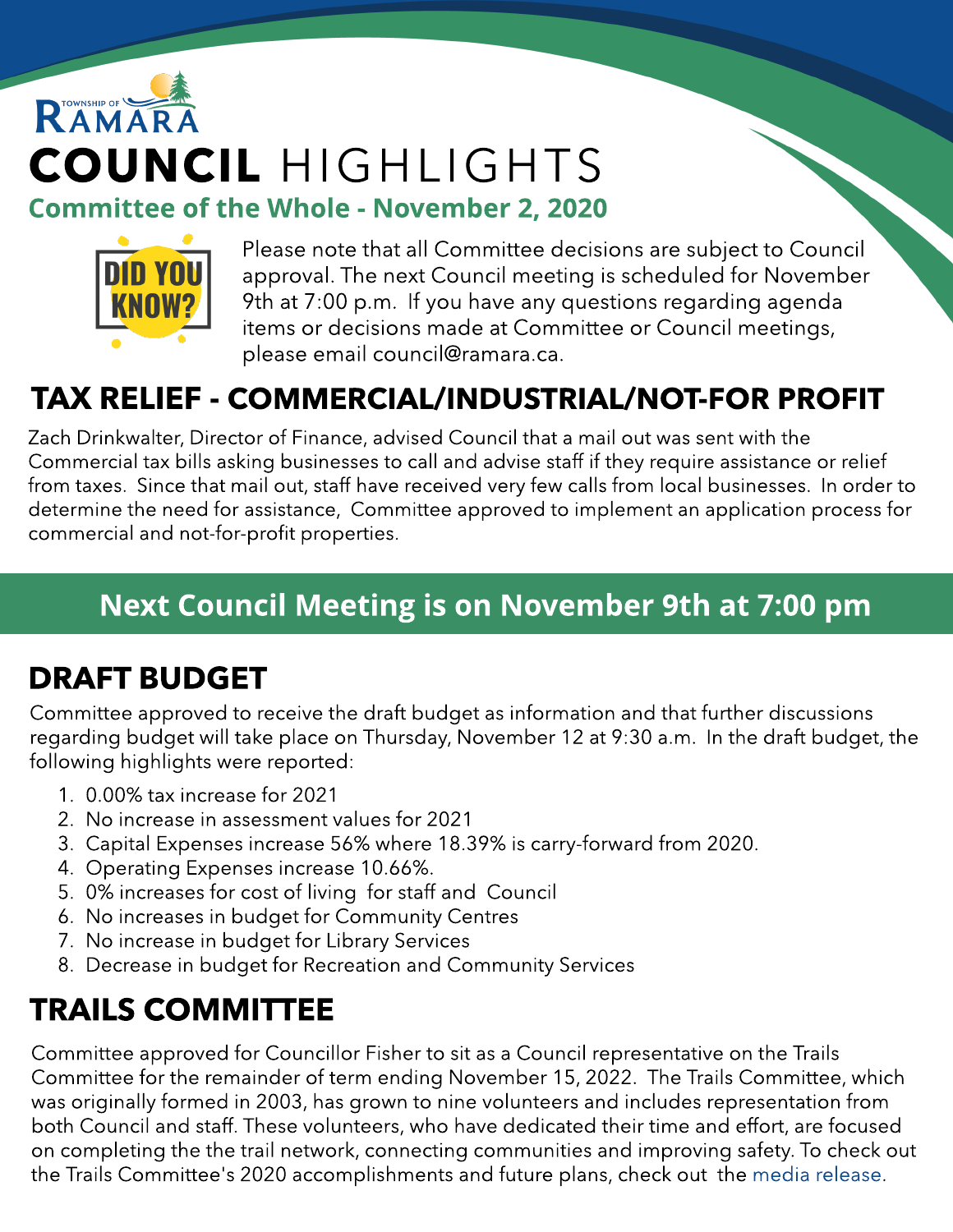TOWNSHIP OF RAMARA

# COUNCIL HIGHLIGHTS

## Committee of the Whole - November 2, 2020

DID YOU KNOW?

Please note that all Committee decisions are subject to Council approval. The next Council meeting is scheduled for November 9th at 7:00 p.m. If you have any questions regarding agenda items or decisions made at Committee or Council meetings, please email council@ramara.ca.

## TAX RELIEF - COMMERCIAL/INDUSTRIAL/NOT-FOR PROFIT

Zach Drinkwalter, Director of Finance, advised Council that a mail out was sent with the Commercial tax bills asking businesses to call and advise staff if they require assistance or relief from taxes. Since that mail out, staff have received very few calls from local businesses. In order to determine the need for assistance, Committee approved to implement an application process for commercial and not-for-profit properties.

**Next Council Meeting is on November 9th at 7:00 pm**

## DRAFT BUDGET

Committee approved to receive the draft budget as information and that further discussions regarding budget will take place on Thursday, November 12 at 9:30 a.m. In the draft budget, the following highlights were reported:

1. 0.00% tax increase for 2021
2. No increase in assessment values for 2021
3. Capital Expenses increase 56% where 18.39% is carry-forward from 2020.
4. Operating Expenses increase 10.66%.
5. 0% increases for cost of living for staff and Council
6. No increases in budget for Community Centres
7. No increase in budget for Library Services
8. Decrease in budget for Recreation and Community Services

## TRAILS COMMITTEE

Committee approved for Councillor Fisher to sit as a Council representative on the Trails Committee for the remainder of term ending November 15, 2022. The Trails Committee, which was originally formed in 2003, has grown to nine volunteers and includes representation from both Council and staff. These volunteers, who have dedicated their time and effort, are focused on completing the the trail network, connecting communities and improving safety. To check out the Trails Committee's 2020 accomplishments and future plans, check out the media release.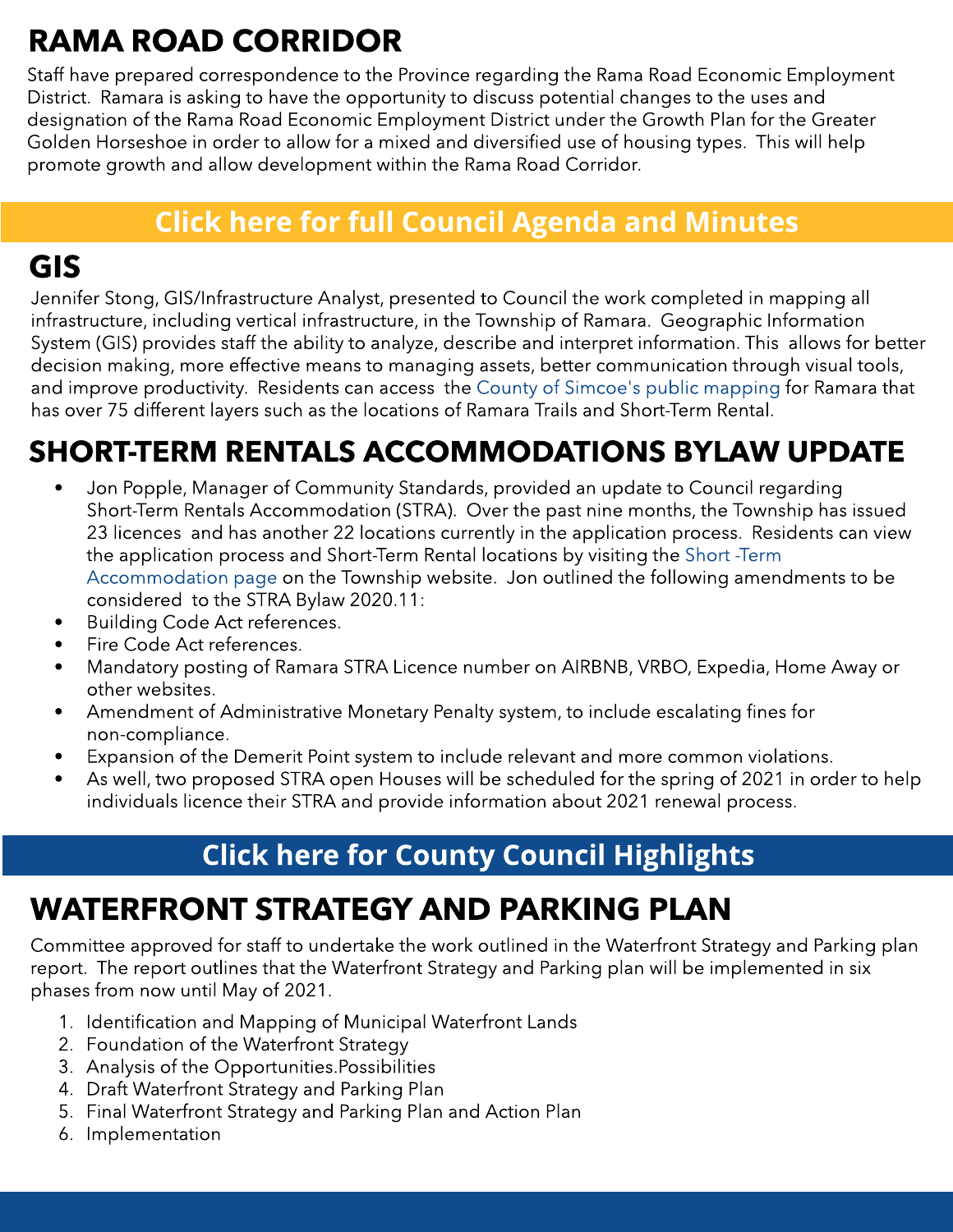## RAMA ROAD CORRIDOR

Staff have prepared correspondence to the Province regarding the Rama Road Economic Employment District. Ramara is asking to have the opportunity to discuss potential changes to the uses and designation of the Rama Road Economic Employment District under the Growth Plan for the Greater Golden Horseshoe in order to allow for a mixed and diversified use of housing types. This will help promote growth and allow development within the Rama Road Corridor.

**Click here for full Council Agenda and Minutes**

## GIS

Jennifer Stong, GIS/Infrastructure Analyst, presented to Council the work completed in mapping all infrastructure, including vertical infrastructure, in the Township of Ramara. Geographic Information System (GIS) provides staff the ability to analyze, describe and interpret information. This allows for better decision making, more effective means to managing assets, better communication through visual tools, and improve productivity. Residents can access the County of Simcoe's public mapping for Ramara that has over 75 different layers such as the locations of Ramara Trails and Short-Term Rental.

## SHORT-TERM RENTALS ACCOMMODATIONS BYLAW UPDATE

- Jon Popple, Manager of Community Standards, provided an update to Council regarding Short-Term Rentals Accommodation (STRA). Over the past nine months, the Township has issued 23 licences and has another 22 locations currently in the application process. Residents can view the application process and Short-Term Rental locations by visiting the Short -Term Accommodation page on the Township website. Jon outlined the following amendments to be considered to the STRA Bylaw 2020.11:
- Building Code Act references.
- Fire Code Act references.
- Mandatory posting of Ramara STRA Licence number on AIRBNB, VRBO, Expedia, Home Away or other websites.
- Amendment of Administrative Monetary Penalty system, to include escalating fines for non-compliance.
- Expansion of the Demerit Point system to include relevant and more common violations.
- As well, two proposed STRA open Houses will be scheduled for the spring of 2021 in order to help individuals licence their STRA and provide information about 2021 renewal process.

**Click here for County Council Highlights**

## WATERFRONT STRATEGY AND PARKING PLAN

Committee approved for staff to undertake the work outlined in the Waterfront Strategy and Parking plan report. The report outlines that the Waterfront Strategy and Parking plan will be implemented in six phases from now until May of 2021.

1. Identification and Mapping of Municipal Waterfront Lands
2. Foundation of the Waterfront Strategy
3. Analysis of the Opportunities.Possibilities
4. Draft Waterfront Strategy and Parking Plan
5. Final Waterfront Strategy and Parking Plan and Action Plan
6. Implementation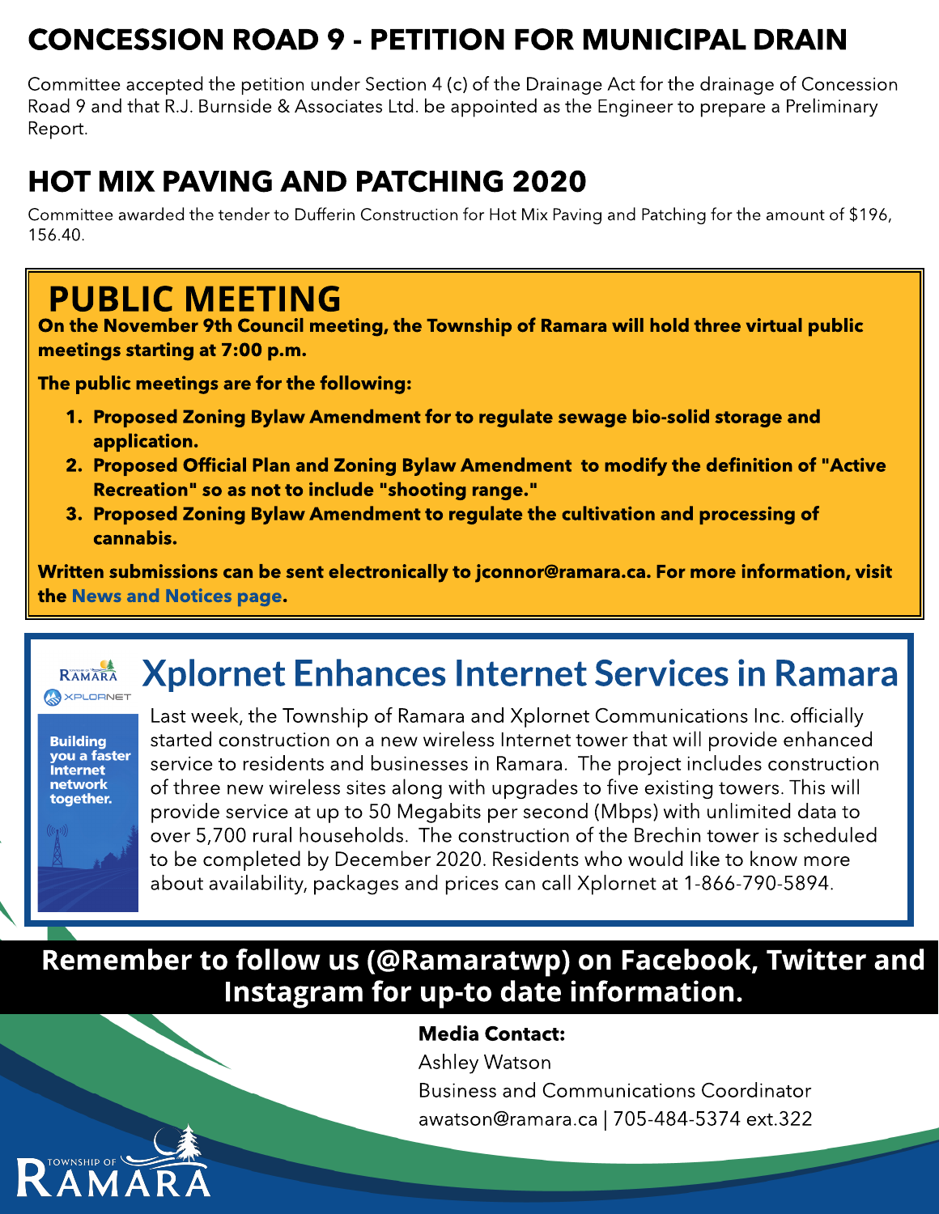## CONCESSION ROAD 9 - PETITION FOR MUNICIPAL DRAIN

Committee accepted the petition under Section 4 (c) of the Drainage Act for the drainage of Concession Road 9 and that R.J. Burnside & Associates Ltd. be appointed as the Engineer to prepare a Preliminary Report.

## HOT MIX PAVING AND PATCHING 2020

Committee awarded the tender to Dufferin Construction for Hot Mix Paving and Patching for the amount of $196, 156.40.

## PUBLIC MEETING

**On the November 9th Council meeting, the Township of Ramara will hold three virtual public meetings starting at 7:00 p.m.**

**The public meetings are for the following:**

1. **Proposed Zoning Bylaw Amendment for to regulate sewage bio-solid storage and application.**
2. **Proposed Official Plan and Zoning Bylaw Amendment to modify the definition of "Active Recreation" so as not to include "shooting range."**
3. **Proposed Zoning Bylaw Amendment to regulate the cultivation and processing of cannabis.**

**Written submissions can be sent electronically to jconnor@ramara.ca. For more information, visit the News and Notices page.**

## Xplornet Enhances Internet Services in Ramara

Building you a faster Internet network together.

Last week, the Township of Ramara and Xplornet Communications Inc. officially started construction on a new wireless Internet tower that will provide enhanced service to residents and businesses in Ramara. The project includes construction of three new wireless sites along with upgrades to five existing towers. This will provide service at up to 50 Megabits per second (Mbps) with unlimited data to over 5,700 rural households. The construction of the Brechin tower is scheduled to be completed by December 2020. Residents who would like to know more about availability, packages and prices can call Xplornet at 1-866-790-5894.

**Remember to follow us (@Ramaratwp) on Facebook, Twitter and Instagram for up-to date information.**

**Media Contact:**

Ashley Watson

Business and Communications Coordinator

awatson@ramara.ca | 705-484-5374 ext.322

Township of Ramara